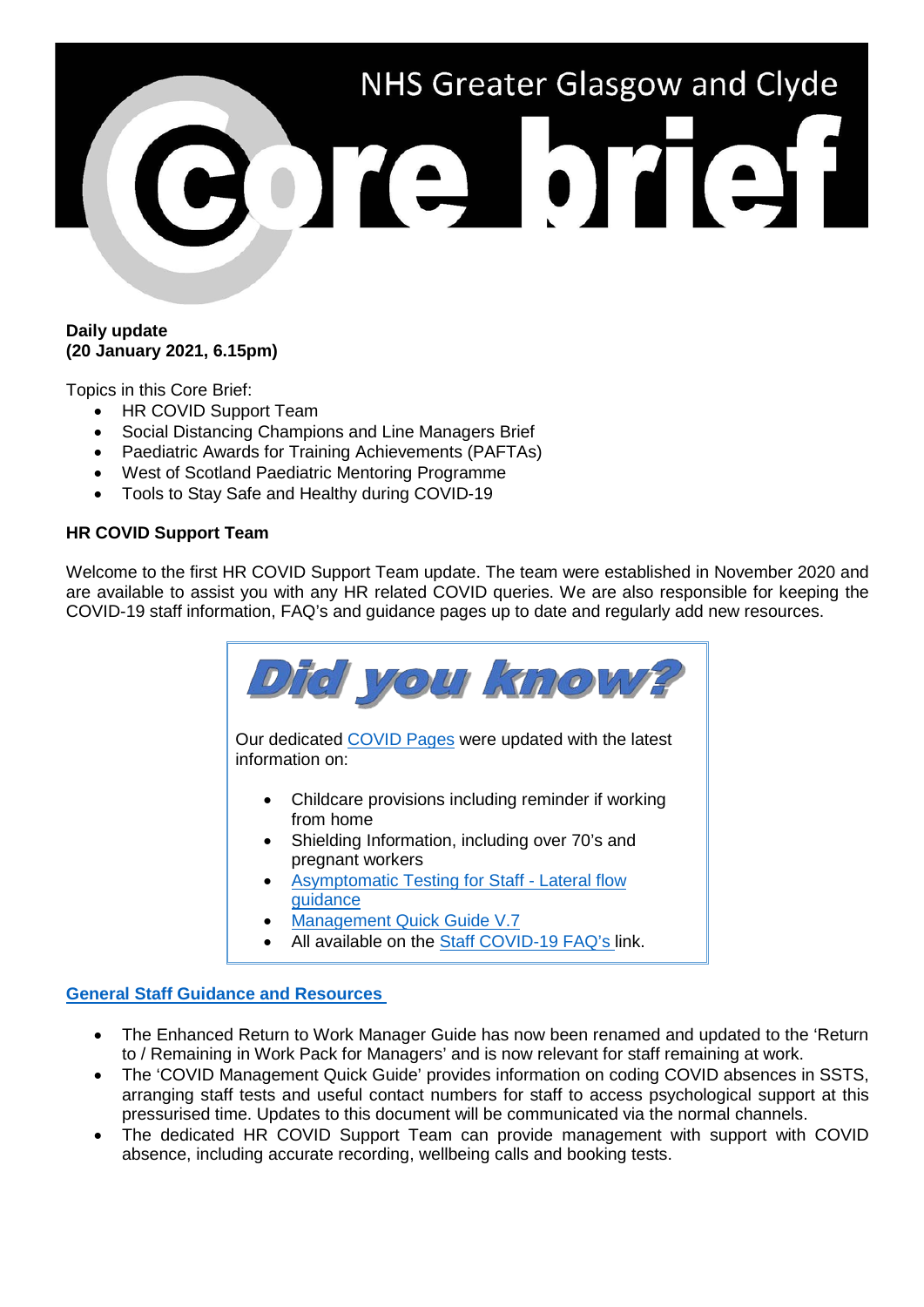# NHS Greater Glasgow and Clyde Core brief

**Daily update**
**(20 January 2021, 6.15pm)**

Topics in this Core Brief:

- HR COVID Support Team
- Social Distancing Champions and Line Managers Brief
- Paediatric Awards for Training Achievements (PAFTAs)
- West of Scotland Paediatric Mentoring Programme
- Tools to Stay Safe and Healthy during COVID-19

## HR COVID Support Team

Welcome to the first HR COVID Support Team update. The team were established in November 2020 and are available to assist you with any HR related COVID queries. We are also responsible for keeping the COVID-19 staff information, FAQ's and guidance pages up to date and regularly add new resources.

**Did you know?**

Our dedicated COVID Pages were updated with the latest information on:

- Childcare provisions including reminder if working from home
- Shielding Information, including over 70's and pregnant workers
- Asymptomatic Testing for Staff - Lateral flow guidance
- Management Quick Guide V.7
- All available on the Staff COVID-19 FAQ's link.

### General Staff Guidance and Resources

- The Enhanced Return to Work Manager Guide has now been renamed and updated to the 'Return to / Remaining in Work Pack for Managers' and is now relevant for staff remaining at work.
- The 'COVID Management Quick Guide' provides information on coding COVID absences in SSTS, arranging staff tests and useful contact numbers for staff to access psychological support at this pressurised time. Updates to this document will be communicated via the normal channels.
- The dedicated HR COVID Support Team can provide management with support with COVID absence, including accurate recording, wellbeing calls and booking tests.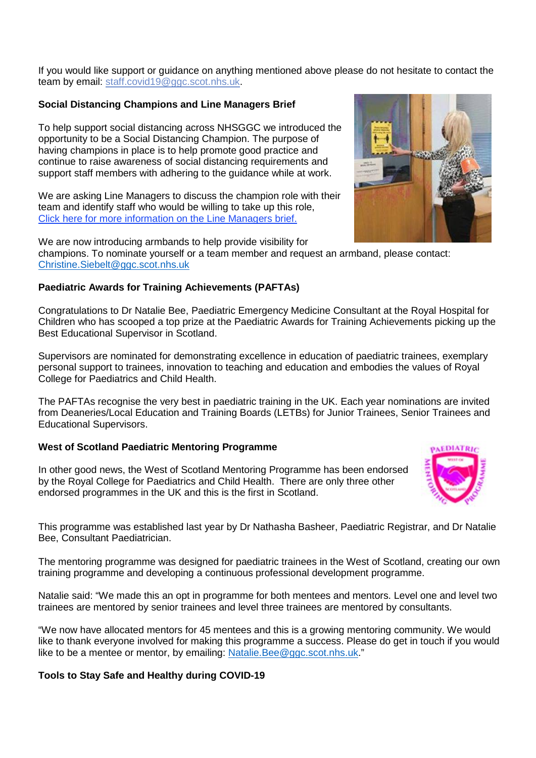If you would like support or guidance on anything mentioned above please do not hesitate to contact the team by email: staff.covid19@ggc.scot.nhs.uk.

**Social Distancing Champions and Line Managers Brief**

To help support social distancing across NHSGGC we introduced the opportunity to be a Social Distancing Champion. The purpose of having champions in place is to help promote good practice and continue to raise awareness of social distancing requirements and support staff members with adhering to the guidance while at work.

We are asking Line Managers to discuss the champion role with their team and identify staff who would be willing to take up this role, [Click here for more information on the Line Managers brief.]

We are now introducing armbands to help provide visibility for champions. To nominate yourself or a team member and request an armband, please contact: Christine.Siebelt@ggc.scot.nhs.uk

**Paediatric Awards for Training Achievements (PAFTAs)**

Congratulations to Dr Natalie Bee, Paediatric Emergency Medicine Consultant at the Royal Hospital for Children who has scooped a top prize at the Paediatric Awards for Training Achievements picking up the Best Educational Supervisor in Scotland.

Supervisors are nominated for demonstrating excellence in education of paediatric trainees, exemplary personal support to trainees, innovation to teaching and education and embodies the values of Royal College for Paediatrics and Child Health.

The PAFTAs recognise the very best in paediatric training in the UK. Each year nominations are invited from Deaneries/Local Education and Training Boards (LETBs) for Junior Trainees, Senior Trainees and Educational Supervisors.

**West of Scotland Paediatric Mentoring Programme**

In other good news, the West of Scotland Mentoring Programme has been endorsed by the Royal College for Paediatrics and Child Health. There are only three other endorsed programmes in the UK and this is the first in Scotland.

This programme was established last year by Dr Nathasha Basheer, Paediatric Registrar, and Dr Natalie Bee, Consultant Paediatrician.

The mentoring programme was designed for paediatric trainees in the West of Scotland, creating our own training programme and developing a continuous professional development programme.

Natalie said: "We made this an opt in programme for both mentees and mentors. Level one and level two trainees are mentored by senior trainees and level three trainees are mentored by consultants.

"We now have allocated mentors for 45 mentees and this is a growing mentoring community. We would like to thank everyone involved for making this programme a success. Please do get in touch if you would like to be a mentee or mentor, by emailing: Natalie.Bee@ggc.scot.nhs.uk."

**Tools to Stay Safe and Healthy during COVID-19**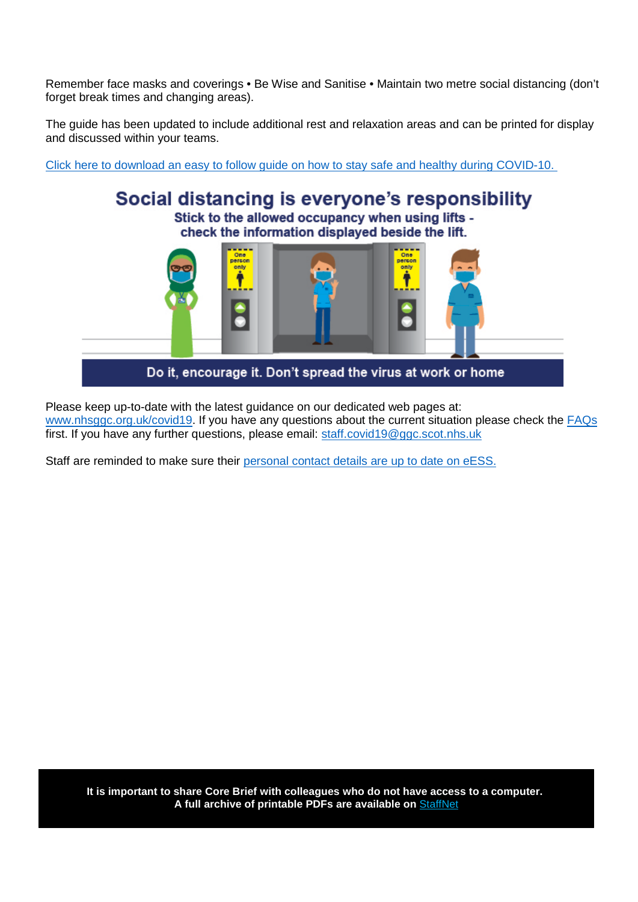Remember face masks and coverings • Be Wise and Sanitise • Maintain two metre social distancing (don't forget break times and changing areas).

The guide has been updated to include additional rest and relaxation areas and can be printed for display and discussed within your teams.

[Click here to download an easy to follow guide on how to stay safe and healthy during COVID-10.]

**Social distancing is everyone's responsibility**

**Stick to the allowed occupancy when using lifts - check the information displayed beside the lift.**

One person only

One person only

**Do it, encourage it. Don't spread the virus at work or home**

Please keep up-to-date with the latest guidance on our dedicated web pages at: www.nhsggc.org.uk/covid19. If you have any questions about the current situation please check the FAQs first. If you have any further questions, please email: staff.covid19@ggc.scot.nhs.uk

Staff are reminded to make sure their personal contact details are up to date on eESS.

**It is important to share Core Brief with colleagues who do not have access to a computer.**
**A full archive of printable PDFs are available on** StaffNet